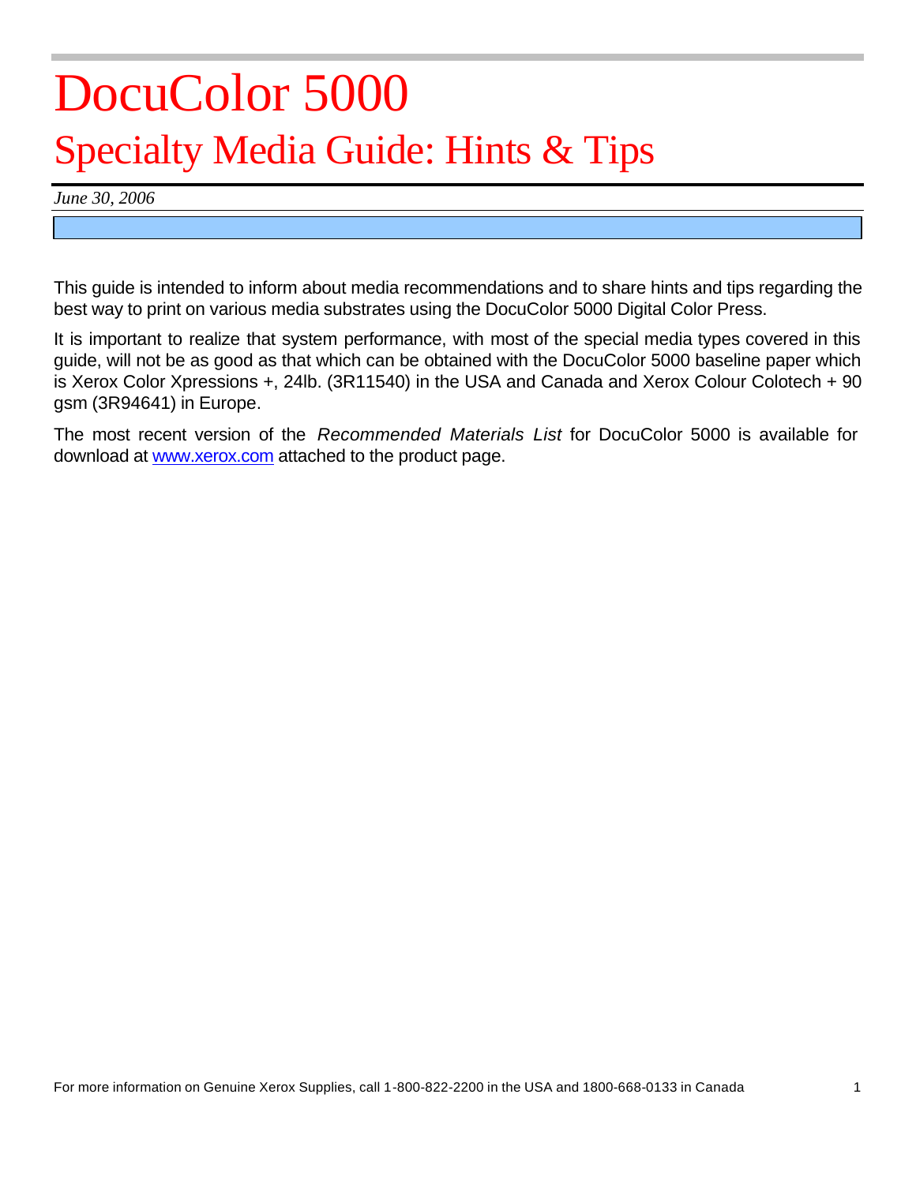# DocuColor 5000

## Specialty Media Guide: Hints & Tips

*June 30, 2006*

This guide is intended to inform about media recommendations and to share hints and tips regarding the best way to print on various media substrates using the DocuColor 5000 Digital Color Press.

It is important to realize that system performance, with most of the special media types covered in this guide, will not be as good as that which can be obtained with the DocuColor 5000 baseline paper which is Xerox Color Xpressions +, 24lb. (3R11540) in the USA and Canada and Xerox Colour Colotech + 90 gsm (3R94641) in Europe.

The most recent version of the *Recommended Materials List* for DocuColor 5000 is available for download at www.xerox.com attached to the product page.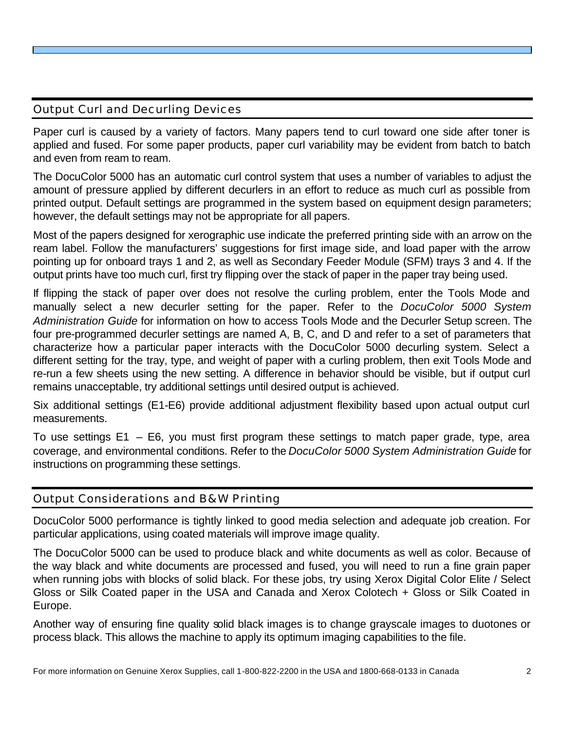## Output Curl and Decurling Devices

Paper curl is caused by a variety of factors. Many papers tend to curl toward one side after toner is applied and fused. For some paper products, paper curl variability may be evident from batch to batch and even from ream to ream.

The DocuColor 5000 has an automatic curl control system that uses a number of variables to adjust the amount of pressure applied by different decurlers in an effort to reduce as much curl as possible from printed output. Default settings are programmed in the system based on equipment design parameters; however, the default settings may not be appropriate for all papers.

Most of the papers designed for xerographic use indicate the preferred printing side with an arrow on the ream label. Follow the manufacturers' suggestions for first image side, and load paper with the arrow pointing up for onboard trays 1 and 2, as well as Secondary Feeder Module (SFM) trays 3 and 4. If the output prints have too much curl, first try flipping over the stack of paper in the paper tray being used.

If flipping the stack of paper over does not resolve the curling problem, enter the Tools Mode and manually select a new decurler setting for the paper. Refer to the *DocuColor 5000 System Administration Guide* for information on how to access Tools Mode and the Decurler Setup screen. The four pre-programmed decurler settings are named A, B, C, and D and refer to a set of parameters that characterize how a particular paper interacts with the DocuColor 5000 decurling system. Select a different setting for the tray, type, and weight of paper with a curling problem, then exit Tools Mode and re-run a few sheets using the new setting. A difference in behavior should be visible, but if output curl remains unacceptable, try additional settings until desired output is achieved.

Six additional settings (E1-E6) provide additional adjustment flexibility based upon actual output curl measurements.

To use settings E1 – E6, you must first program these settings to match paper grade, type, area coverage, and environmental conditions. Refer to the *DocuColor 5000 System Administration Guide* for instructions on programming these settings.

## Output Considerations and B&W Printing

DocuColor 5000 performance is tightly linked to good media selection and adequate job creation. For particular applications, using coated materials will improve image quality.

The DocuColor 5000 can be used to produce black and white documents as well as color. Because of the way black and white documents are processed and fused, you will need to run a fine grain paper when running jobs with blocks of solid black. For these jobs, try using Xerox Digital Color Elite / Select Gloss or Silk Coated paper in the USA and Canada and Xerox Colotech + Gloss or Silk Coated in Europe.

Another way of ensuring fine quality solid black images is to change grayscale images to duotones or process black. This allows the machine to apply its optimum imaging capabilities to the file.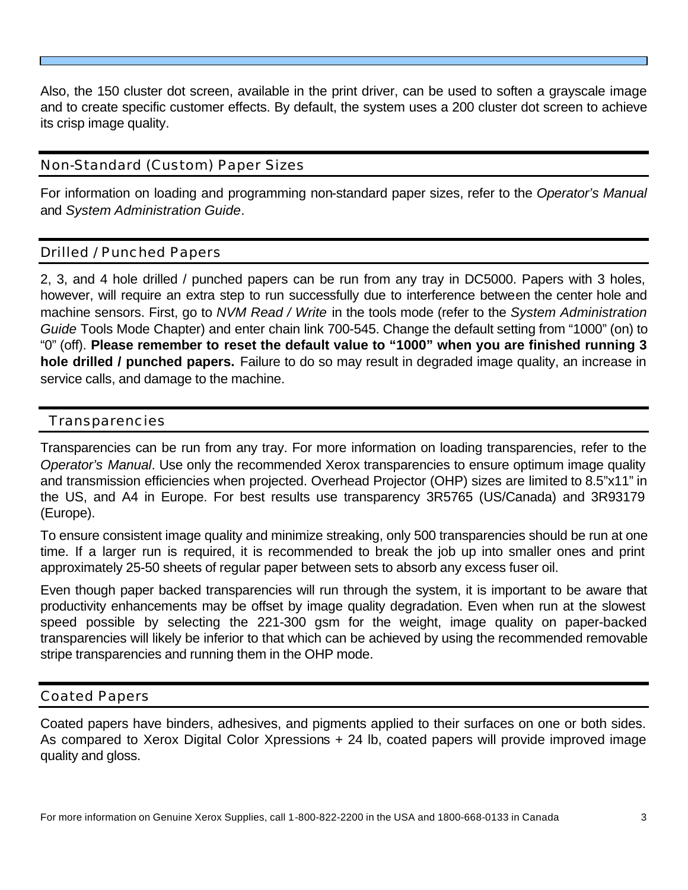Also, the 150 cluster dot screen, available in the print driver, can be used to soften a grayscale image and to create specific customer effects. By default, the system uses a 200 cluster dot screen to achieve its crisp image quality.

## Non-Standard (Custom) Paper Sizes

For information on loading and programming non-standard paper sizes, refer to the *Operator's Manual* and *System Administration Guide*.

## Drilled / Punched Papers

2, 3, and 4 hole drilled / punched papers can be run from any tray in DC5000. Papers with 3 holes, however, will require an extra step to run successfully due to interference between the center hole and machine sensors. First, go to *NVM Read / Write* in the tools mode (refer to the *System Administration Guide* Tools Mode Chapter) and enter chain link 700-545. Change the default setting from "1000" (on) to "0" (off). **Please remember to reset the default value to "1000" when you are finished running 3 hole drilled / punched papers.** Failure to do so may result in degraded image quality, an increase in service calls, and damage to the machine.

## Transparencies

Transparencies can be run from any tray. For more information on loading transparencies, refer to the *Operator's Manual*. Use only the recommended Xerox transparencies to ensure optimum image quality and transmission efficiencies when projected. Overhead Projector (OHP) sizes are limited to 8.5"x11" in the US, and A4 in Europe. For best results use transparency 3R5765 (US/Canada) and 3R93179 (Europe).

To ensure consistent image quality and minimize streaking, only 500 transparencies should be run at one time. If a larger run is required, it is recommended to break the job up into smaller ones and print approximately 25-50 sheets of regular paper between sets to absorb any excess fuser oil.

Even though paper backed transparencies will run through the system, it is important to be aware that productivity enhancements may be offset by image quality degradation. Even when run at the slowest speed possible by selecting the 221-300 gsm for the weight, image quality on paper-backed transparencies will likely be inferior to that which can be achieved by using the recommended removable stripe transparencies and running them in the OHP mode.

## Coated Papers

Coated papers have binders, adhesives, and pigments applied to their surfaces on one or both sides. As compared to Xerox Digital Color Xpressions + 24 lb, coated papers will provide improved image quality and gloss.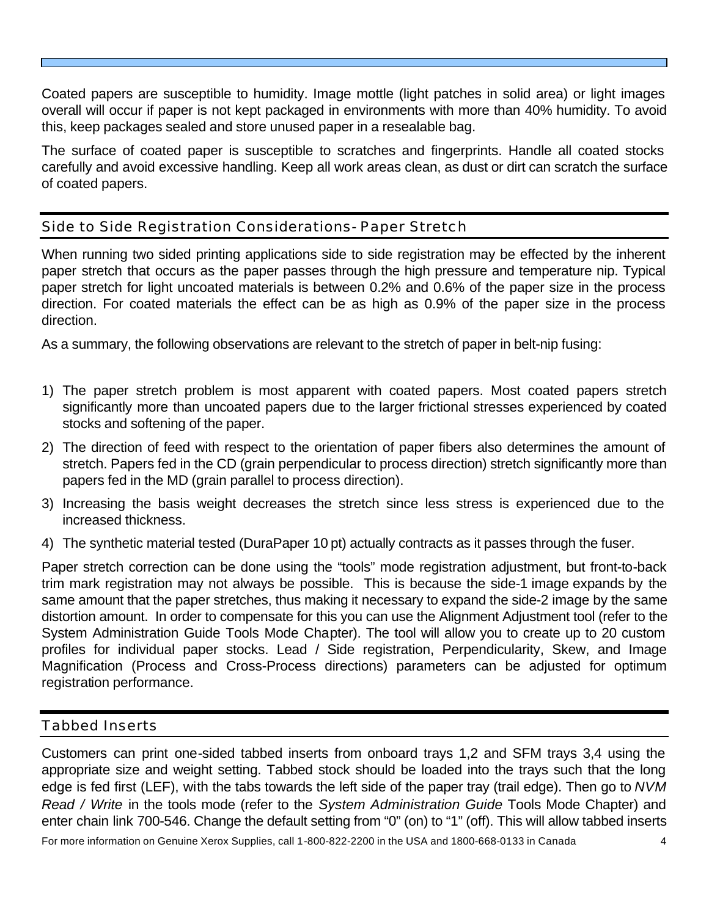Coated papers are susceptible to humidity. Image mottle (light patches in solid area) or light images overall will occur if paper is not kept packaged in environments with more than 40% humidity. To avoid this, keep packages sealed and store unused paper in a resealable bag.

The surface of coated paper is susceptible to scratches and fingerprints. Handle all coated stocks carefully and avoid excessive handling. Keep all work areas clean, as dust or dirt can scratch the surface of coated papers.

## Side to Side Registration Considerations- Paper Stretch

When running two sided printing applications side to side registration may be effected by the inherent paper stretch that occurs as the paper passes through the high pressure and temperature nip. Typical paper stretch for light uncoated materials is between 0.2% and 0.6% of the paper size in the process direction. For coated materials the effect can be as high as 0.9% of the paper size in the process direction.

As a summary, the following observations are relevant to the stretch of paper in belt-nip fusing:

1) The paper stretch problem is most apparent with coated papers. Most coated papers stretch significantly more than uncoated papers due to the larger frictional stresses experienced by coated stocks and softening of the paper.
2) The direction of feed with respect to the orientation of paper fibers also determines the amount of stretch. Papers fed in the CD (grain perpendicular to process direction) stretch significantly more than papers fed in the MD (grain parallel to process direction).
3) Increasing the basis weight decreases the stretch since less stress is experienced due to the increased thickness.
4) The synthetic material tested (DuraPaper 10 pt) actually contracts as it passes through the fuser.

Paper stretch correction can be done using the "tools" mode registration adjustment, but front-to-back trim mark registration may not always be possible. This is because the side-1 image expands by the same amount that the paper stretches, thus making it necessary to expand the side-2 image by the same distortion amount. In order to compensate for this you can use the Alignment Adjustment tool (refer to the System Administration Guide Tools Mode Chapter). The tool will allow you to create up to 20 custom profiles for individual paper stocks. Lead / Side registration, Perpendicularity, Skew, and Image Magnification (Process and Cross-Process directions) parameters can be adjusted for optimum registration performance.

## Tabbed Inserts

Customers can print one-sided tabbed inserts from onboard trays 1,2 and SFM trays 3,4 using the appropriate size and weight setting. Tabbed stock should be loaded into the trays such that the long edge is fed first (LEF), with the tabs towards the left side of the paper tray (trail edge). Then go to *NVM Read / Write* in the tools mode (refer to the *System Administration Guide* Tools Mode Chapter) and enter chain link 700-546. Change the default setting from "0" (on) to "1" (off). This will allow tabbed inserts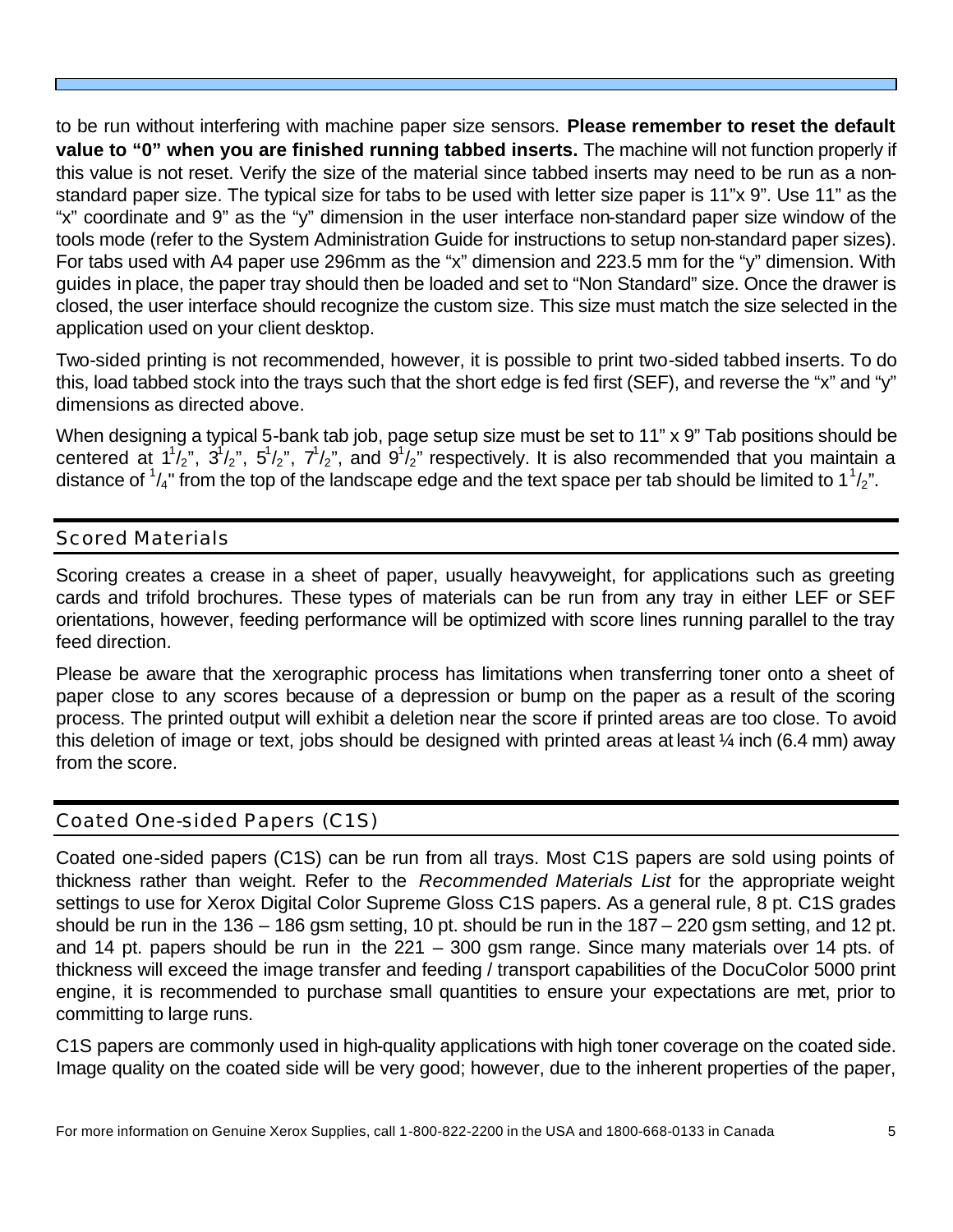to be run without interfering with machine paper size sensors. **Please remember to reset the default value to "0" when you are finished running tabbed inserts.** The machine will not function properly if this value is not reset. Verify the size of the material since tabbed inserts may need to be run as a non-standard paper size. The typical size for tabs to be used with letter size paper is 11"x 9". Use 11" as the "x" coordinate and 9" as the "y" dimension in the user interface non-standard paper size window of the tools mode (refer to the System Administration Guide for instructions to setup non-standard paper sizes). For tabs used with A4 paper use 296mm as the "x" dimension and 223.5 mm for the "y" dimension. With guides in place, the paper tray should then be loaded and set to "Non Standard" size. Once the drawer is closed, the user interface should recognize the custom size. This size must match the size selected in the application used on your client desktop.

Two-sided printing is not recommended, however, it is possible to print two-sided tabbed inserts. To do this, load tabbed stock into the trays such that the short edge is fed first (SEF), and reverse the "x" and "y" dimensions as directed above.

When designing a typical 5-bank tab job, page setup size must be set to 11" x 9" Tab positions should be centered at 1½", 3½", 5½", 7½", and 9½" respectively. It is also recommended that you maintain a distance of ¼" from the top of the landscape edge and the text space per tab should be limited to 1½".

## Scored Materials

Scoring creates a crease in a sheet of paper, usually heavyweight, for applications such as greeting cards and trifold brochures. These types of materials can be run from any tray in either LEF or SEF orientations, however, feeding performance will be optimized with score lines running parallel to the tray feed direction.

Please be aware that the xerographic process has limitations when transferring toner onto a sheet of paper close to any scores because of a depression or bump on the paper as a result of the scoring process. The printed output will exhibit a deletion near the score if printed areas are too close. To avoid this deletion of image or text, jobs should be designed with printed areas at least ¼ inch (6.4 mm) away from the score.

## Coated One-sided Papers (C1S)

Coated one-sided papers (C1S) can be run from all trays. Most C1S papers are sold using points of thickness rather than weight. Refer to the *Recommended Materials List* for the appropriate weight settings to use for Xerox Digital Color Supreme Gloss C1S papers. As a general rule, 8 pt. C1S grades should be run in the 136 – 186 gsm setting, 10 pt. should be run in the 187 – 220 gsm setting, and 12 pt. and 14 pt. papers should be run in the 221 – 300 gsm range. Since many materials over 14 pts. of thickness will exceed the image transfer and feeding / transport capabilities of the DocuColor 5000 print engine, it is recommended to purchase small quantities to ensure your expectations are met, prior to committing to large runs.

C1S papers are commonly used in high-quality applications with high toner coverage on the coated side. Image quality on the coated side will be very good; however, due to the inherent properties of the paper,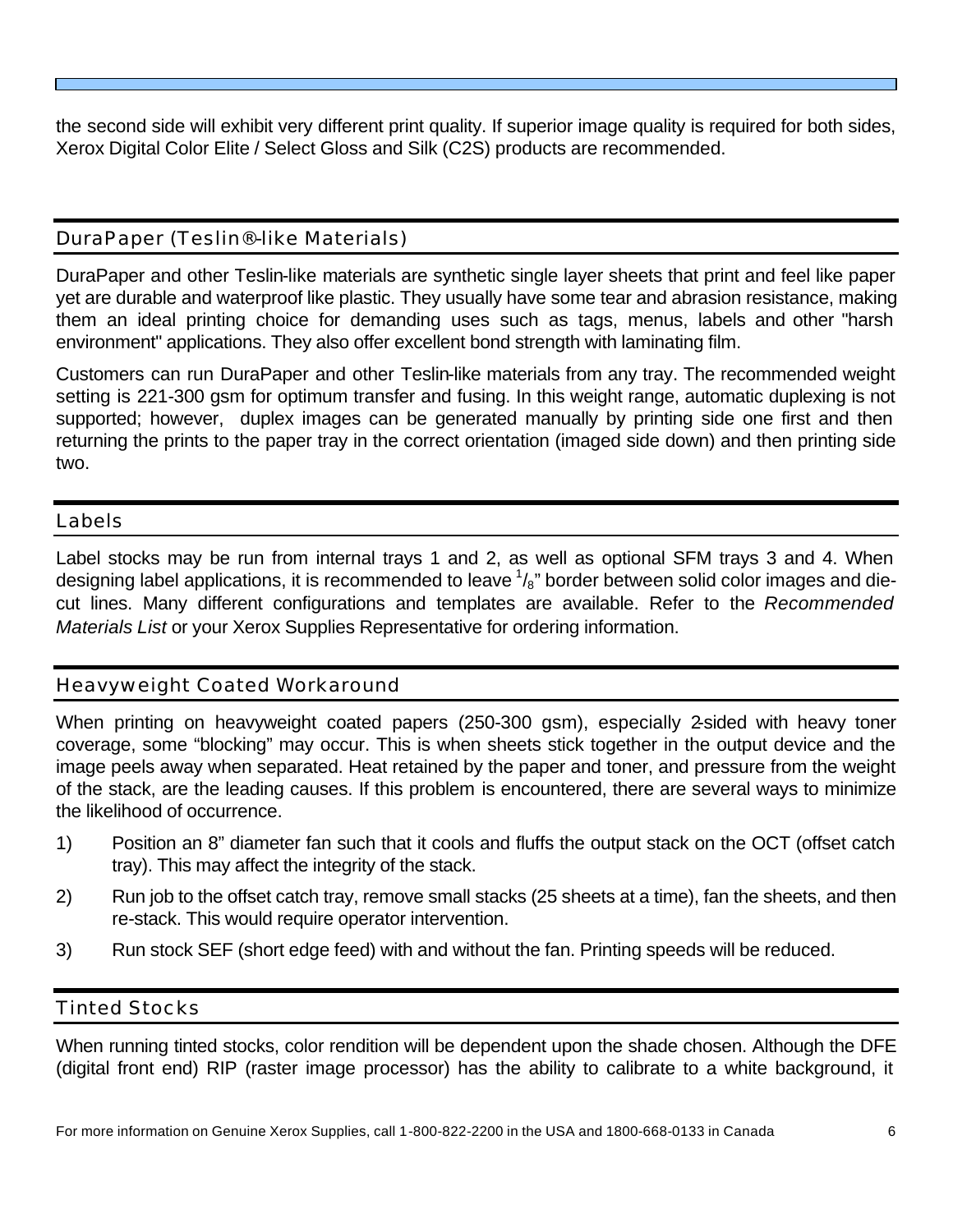the second side will exhibit very different print quality. If superior image quality is required for both sides, Xerox Digital Color Elite / Select Gloss and Silk (C2S) products are recommended.

## DuraPaper (Teslin®-like Materials)

DuraPaper and other Teslin-like materials are synthetic single layer sheets that print and feel like paper yet are durable and waterproof like plastic. They usually have some tear and abrasion resistance, making them an ideal printing choice for demanding uses such as tags, menus, labels and other "harsh environment" applications. They also offer excellent bond strength with laminating film.

Customers can run DuraPaper and other Teslin-like materials from any tray. The recommended weight setting is 221-300 gsm for optimum transfer and fusing. In this weight range, automatic duplexing is not supported; however, duplex images can be generated manually by printing side one first and then returning the prints to the paper tray in the correct orientation (imaged side down) and then printing side two.

## Labels

Label stocks may be run from internal trays 1 and 2, as well as optional SFM trays 3 and 4. When designing label applications, it is recommended to leave $^{1}/_{8}$" border between solid color images and die-cut lines. Many different configurations and templates are available. Refer to the *Recommended Materials List* or your Xerox Supplies Representative for ordering information.

## Heavyweight Coated Workaround

When printing on heavyweight coated papers (250-300 gsm), especially 2-sided with heavy toner coverage, some "blocking" may occur. This is when sheets stick together in the output device and the image peels away when separated. Heat retained by the paper and toner, and pressure from the weight of the stack, are the leading causes. If this problem is encountered, there are several ways to minimize the likelihood of occurrence.

1) Position an 8" diameter fan such that it cools and fluffs the output stack on the OCT (offset catch tray). This may affect the integrity of the stack.
2) Run job to the offset catch tray, remove small stacks (25 sheets at a time), fan the sheets, and then re-stack. This would require operator intervention.
3) Run stock SEF (short edge feed) with and without the fan. Printing speeds will be reduced.

## Tinted Stocks

When running tinted stocks, color rendition will be dependent upon the shade chosen. Although the DFE (digital front end) RIP (raster image processor) has the ability to calibrate to a white background, it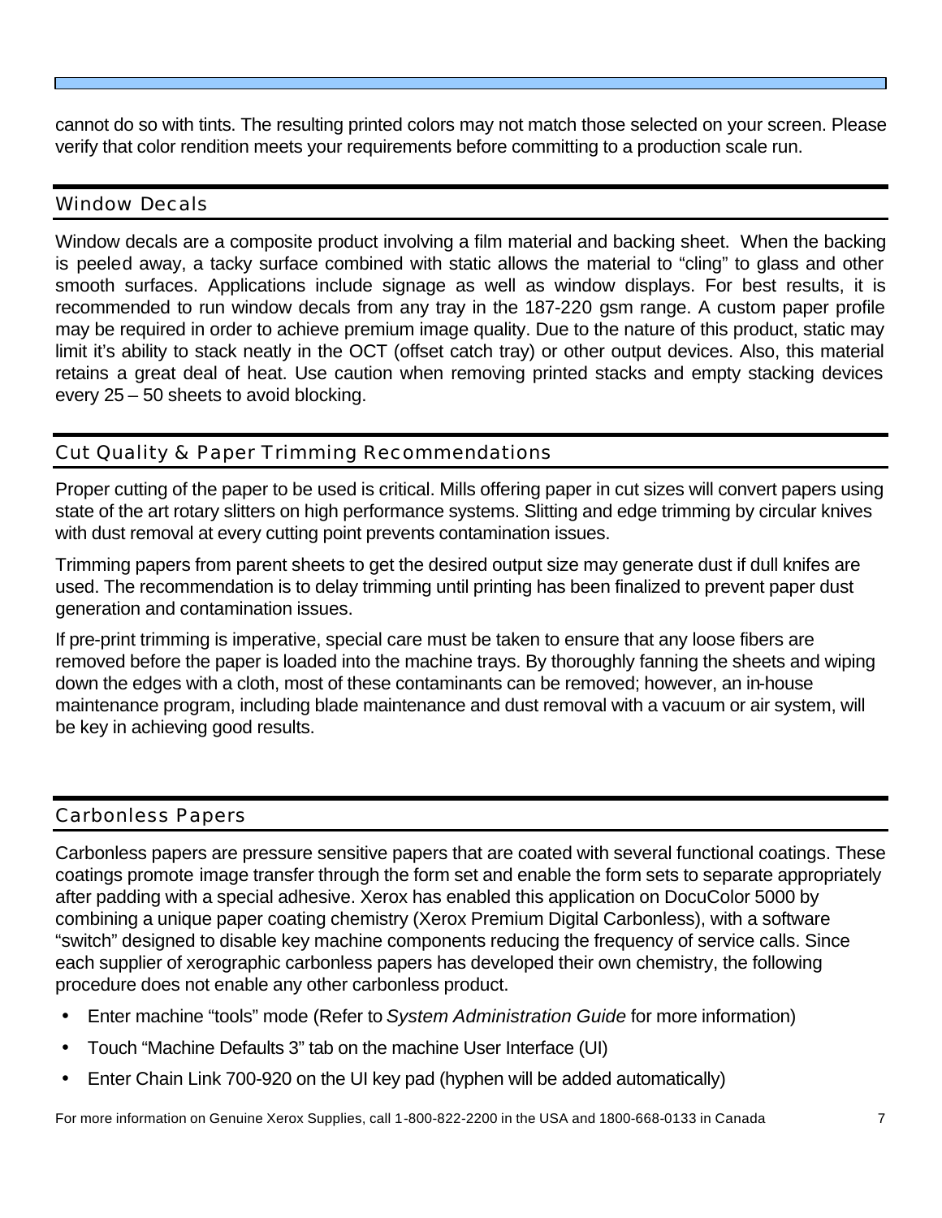cannot do so with tints. The resulting printed colors may not match those selected on your screen. Please verify that color rendition meets your requirements before committing to a production scale run.

## Window Decals

Window decals are a composite product involving a film material and backing sheet. When the backing is peeled away, a tacky surface combined with static allows the material to "cling" to glass and other smooth surfaces. Applications include signage as well as window displays. For best results, it is recommended to run window decals from any tray in the 187-220 gsm range. A custom paper profile may be required in order to achieve premium image quality. Due to the nature of this product, static may limit it's ability to stack neatly in the OCT (offset catch tray) or other output devices. Also, this material retains a great deal of heat. Use caution when removing printed stacks and empty stacking devices every 25 – 50 sheets to avoid blocking.

## Cut Quality & Paper Trimming Recommendations

Proper cutting of the paper to be used is critical. Mills offering paper in cut sizes will convert papers using state of the art rotary slitters on high performance systems. Slitting and edge trimming by circular knives with dust removal at every cutting point prevents contamination issues.

Trimming papers from parent sheets to get the desired output size may generate dust if dull knifes are used. The recommendation is to delay trimming until printing has been finalized to prevent paper dust generation and contamination issues.

If pre-print trimming is imperative, special care must be taken to ensure that any loose fibers are removed before the paper is loaded into the machine trays. By thoroughly fanning the sheets and wiping down the edges with a cloth, most of these contaminants can be removed; however, an in-house maintenance program, including blade maintenance and dust removal with a vacuum or air system, will be key in achieving good results.

## Carbonless Papers

Carbonless papers are pressure sensitive papers that are coated with several functional coatings. These coatings promote image transfer through the form set and enable the form sets to separate appropriately after padding with a special adhesive. Xerox has enabled this application on DocuColor 5000 by combining a unique paper coating chemistry (Xerox Premium Digital Carbonless), with a software "switch" designed to disable key machine components reducing the frequency of service calls. Since each supplier of xerographic carbonless papers has developed their own chemistry, the following procedure does not enable any other carbonless product.

- Enter machine "tools" mode (Refer to *System Administration Guide* for more information)
- Touch "Machine Defaults 3" tab on the machine User Interface (UI)
- Enter Chain Link 700-920 on the UI key pad (hyphen will be added automatically)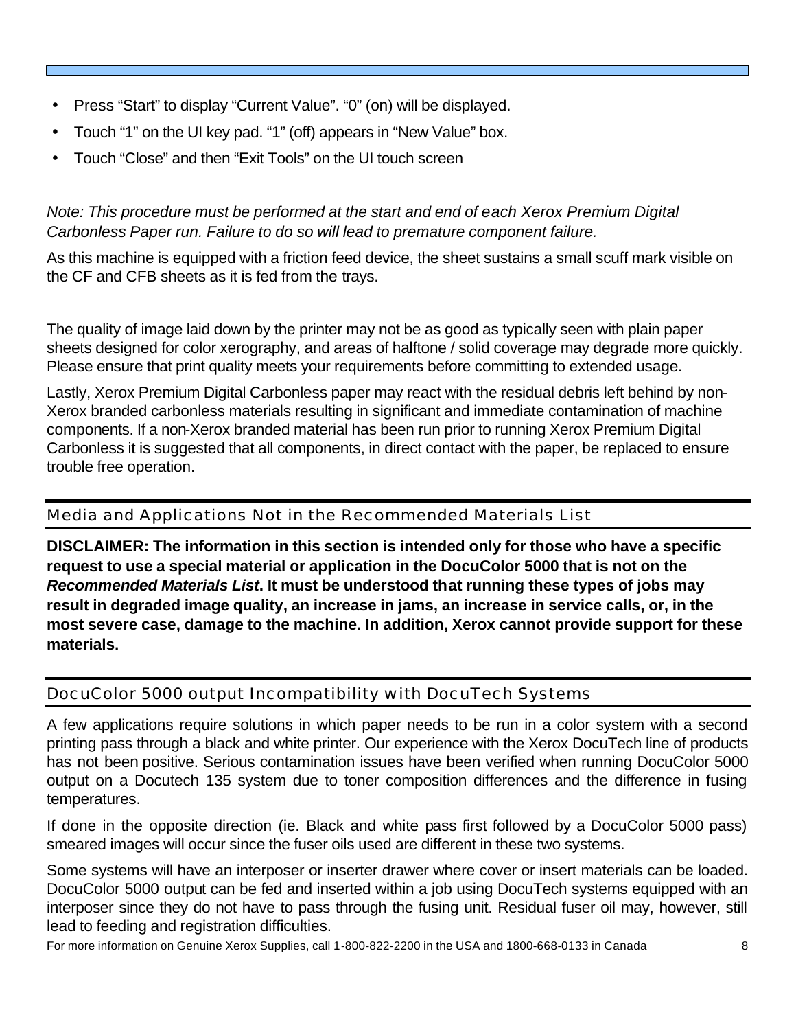- Press "Start" to display "Current Value". "0" (on) will be displayed.
- Touch "1" on the UI key pad. "1" (off) appears in "New Value" box.
- Touch "Close" and then "Exit Tools" on the UI touch screen

*Note: This procedure must be performed at the start and end of each Xerox Premium Digital Carbonless Paper run. Failure to do so will lead to premature component failure.*

As this machine is equipped with a friction feed device, the sheet sustains a small scuff mark visible on the CF and CFB sheets as it is fed from the trays.

The quality of image laid down by the printer may not be as good as typically seen with plain paper sheets designed for color xerography, and areas of halftone / solid coverage may degrade more quickly. Please ensure that print quality meets your requirements before committing to extended usage.

Lastly, Xerox Premium Digital Carbonless paper may react with the residual debris left behind by non-Xerox branded carbonless materials resulting in significant and immediate contamination of machine components. If a non-Xerox branded material has been run prior to running Xerox Premium Digital Carbonless it is suggested that all components, in direct contact with the paper, be replaced to ensure trouble free operation.

## Media and Applications Not in the Recommended Materials List

**DISCLAIMER: The information in this section is intended only for those who have a specific request to use a special material or application in the DocuColor 5000 that is not on the *Recommended Materials List*. It must be understood that running these types of jobs may result in degraded image quality, an increase in jams, an increase in service calls, or, in the most severe case, damage to the machine. In addition, Xerox cannot provide support for these materials.**

## DocuColor 5000 output Incompatibility with DocuTech Systems

A few applications require solutions in which paper needs to be run in a color system with a second printing pass through a black and white printer. Our experience with the Xerox DocuTech line of products has not been positive. Serious contamination issues have been verified when running DocuColor 5000 output on a Docutech 135 system due to toner composition differences and the difference in fusing temperatures.

If done in the opposite direction (ie. Black and white pass first followed by a DocuColor 5000 pass) smeared images will occur since the fuser oils used are different in these two systems.

Some systems will have an interposer or inserter drawer where cover or insert materials can be loaded. DocuColor 5000 output can be fed and inserted within a job using DocuTech systems equipped with an interposer since they do not have to pass through the fusing unit. Residual fuser oil may, however, still lead to feeding and registration difficulties.

For more information on Genuine Xerox Supplies, call 1-800-822-2200 in the USA and 1800-668-0133 in Canada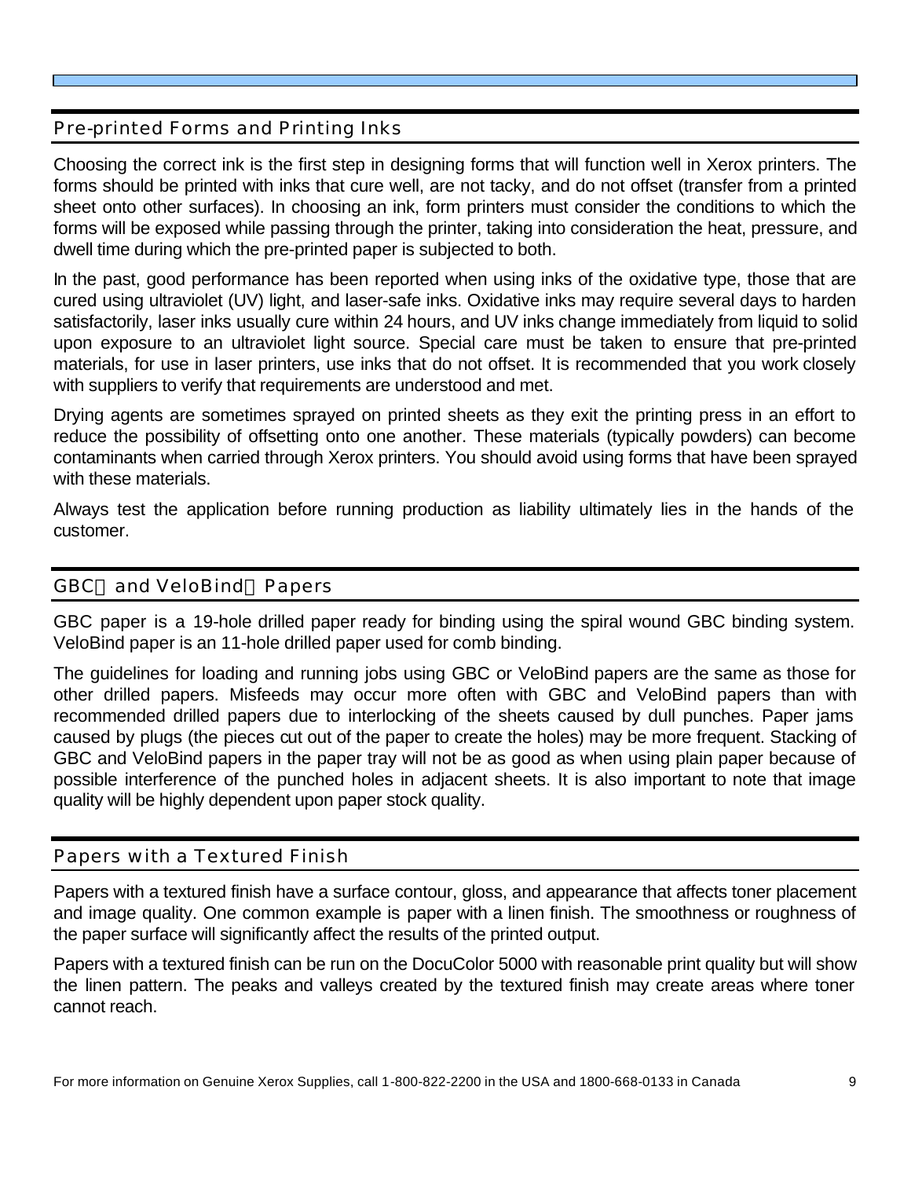## Pre-printed Forms and Printing Inks

Choosing the correct ink is the first step in designing forms that will function well in Xerox printers. The forms should be printed with inks that cure well, are not tacky, and do not offset (transfer from a printed sheet onto other surfaces). In choosing an ink, form printers must consider the conditions to which the forms will be exposed while passing through the printer, taking into consideration the heat, pressure, and dwell time during which the pre-printed paper is subjected to both.

In the past, good performance has been reported when using inks of the oxidative type, those that are cured using ultraviolet (UV) light, and laser-safe inks. Oxidative inks may require several days to harden satisfactorily, laser inks usually cure within 24 hours, and UV inks change immediately from liquid to solid upon exposure to an ultraviolet light source. Special care must be taken to ensure that pre-printed materials, for use in laser printers, use inks that do not offset. It is recommended that you work closely with suppliers to verify that requirements are understood and met.

Drying agents are sometimes sprayed on printed sheets as they exit the printing press in an effort to reduce the possibility of offsetting onto one another. These materials (typically powders) can become contaminants when carried through Xerox printers. You should avoid using forms that have been sprayed with these materials.

Always test the application before running production as liability ultimately lies in the hands of the customer.

## GBC and VeloBind Papers

GBC paper is a 19-hole drilled paper ready for binding using the spiral wound GBC binding system. VeloBind paper is an 11-hole drilled paper used for comb binding.

The guidelines for loading and running jobs using GBC or VeloBind papers are the same as those for other drilled papers. Misfeeds may occur more often with GBC and VeloBind papers than with recommended drilled papers due to interlocking of the sheets caused by dull punches. Paper jams caused by plugs (the pieces cut out of the paper to create the holes) may be more frequent. Stacking of GBC and VeloBind papers in the paper tray will not be as good as when using plain paper because of possible interference of the punched holes in adjacent sheets. It is also important to note that image quality will be highly dependent upon paper stock quality.

## Papers with a Textured Finish

Papers with a textured finish have a surface contour, gloss, and appearance that affects toner placement and image quality. One common example is paper with a linen finish. The smoothness or roughness of the paper surface will significantly affect the results of the printed output.

Papers with a textured finish can be run on the DocuColor 5000 with reasonable print quality but will show the linen pattern. The peaks and valleys created by the textured finish may create areas where toner cannot reach.

For more information on Genuine Xerox Supplies, call 1-800-822-2200 in the USA and 1800-668-0133 in Canada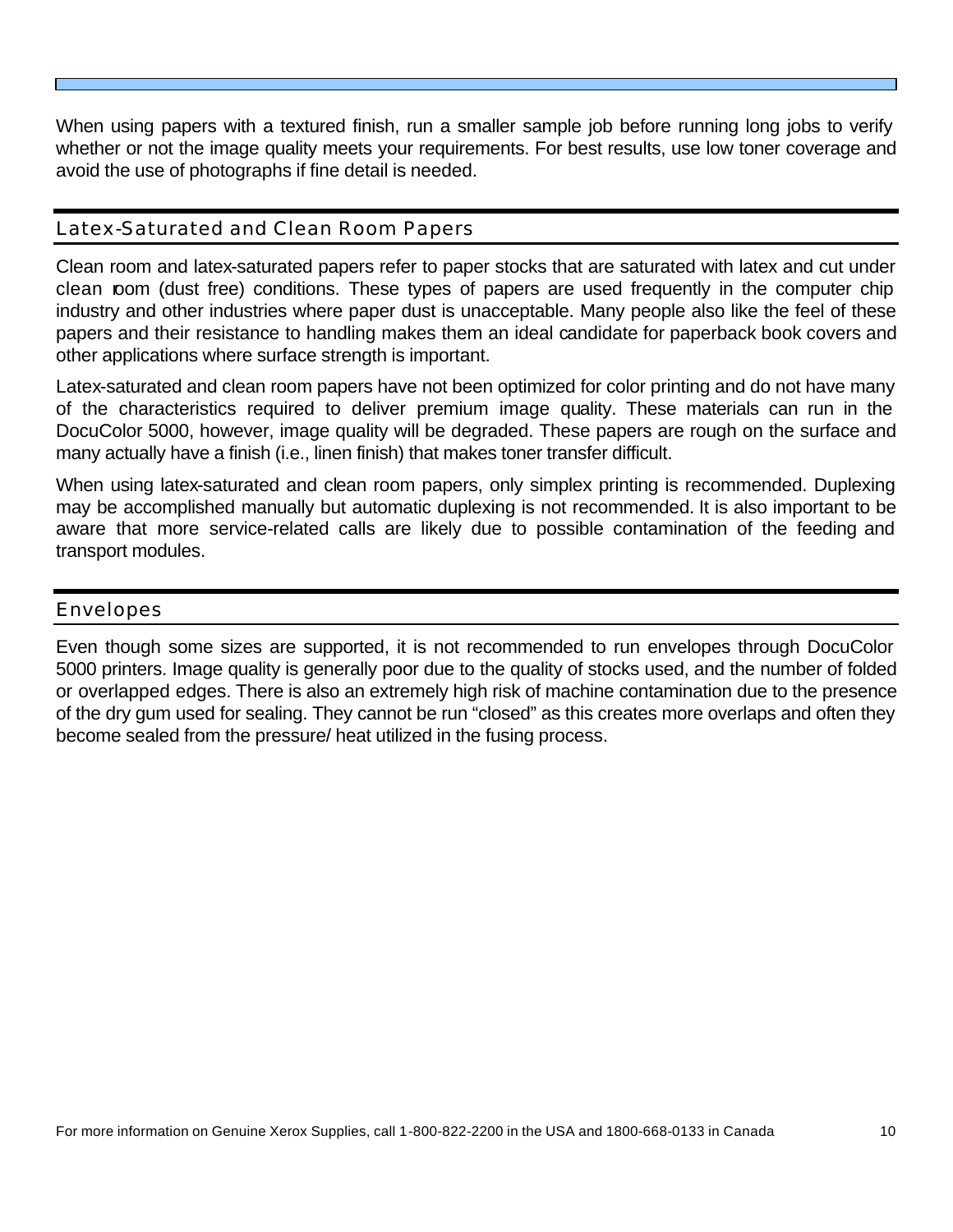When using papers with a textured finish, run a smaller sample job before running long jobs to verify whether or not the image quality meets your requirements. For best results, use low toner coverage and avoid the use of photographs if fine detail is needed.

## Latex-Saturated and Clean Room Papers

Clean room and latex-saturated papers refer to paper stocks that are saturated with latex and cut under clean room (dust free) conditions. These types of papers are used frequently in the computer chip industry and other industries where paper dust is unacceptable. Many people also like the feel of these papers and their resistance to handling makes them an ideal candidate for paperback book covers and other applications where surface strength is important.

Latex-saturated and clean room papers have not been optimized for color printing and do not have many of the characteristics required to deliver premium image quality. These materials can run in the DocuColor 5000, however, image quality will be degraded. These papers are rough on the surface and many actually have a finish (i.e., linen finish) that makes toner transfer difficult.

When using latex-saturated and clean room papers, only simplex printing is recommended. Duplexing may be accomplished manually but automatic duplexing is not recommended. It is also important to be aware that more service-related calls are likely due to possible contamination of the feeding and transport modules.

## Envelopes

Even though some sizes are supported, it is not recommended to run envelopes through DocuColor 5000 printers. Image quality is generally poor due to the quality of stocks used, and the number of folded or overlapped edges. There is also an extremely high risk of machine contamination due to the presence of the dry gum used for sealing. They cannot be run "closed" as this creates more overlaps and often they become sealed from the pressure/ heat utilized in the fusing process.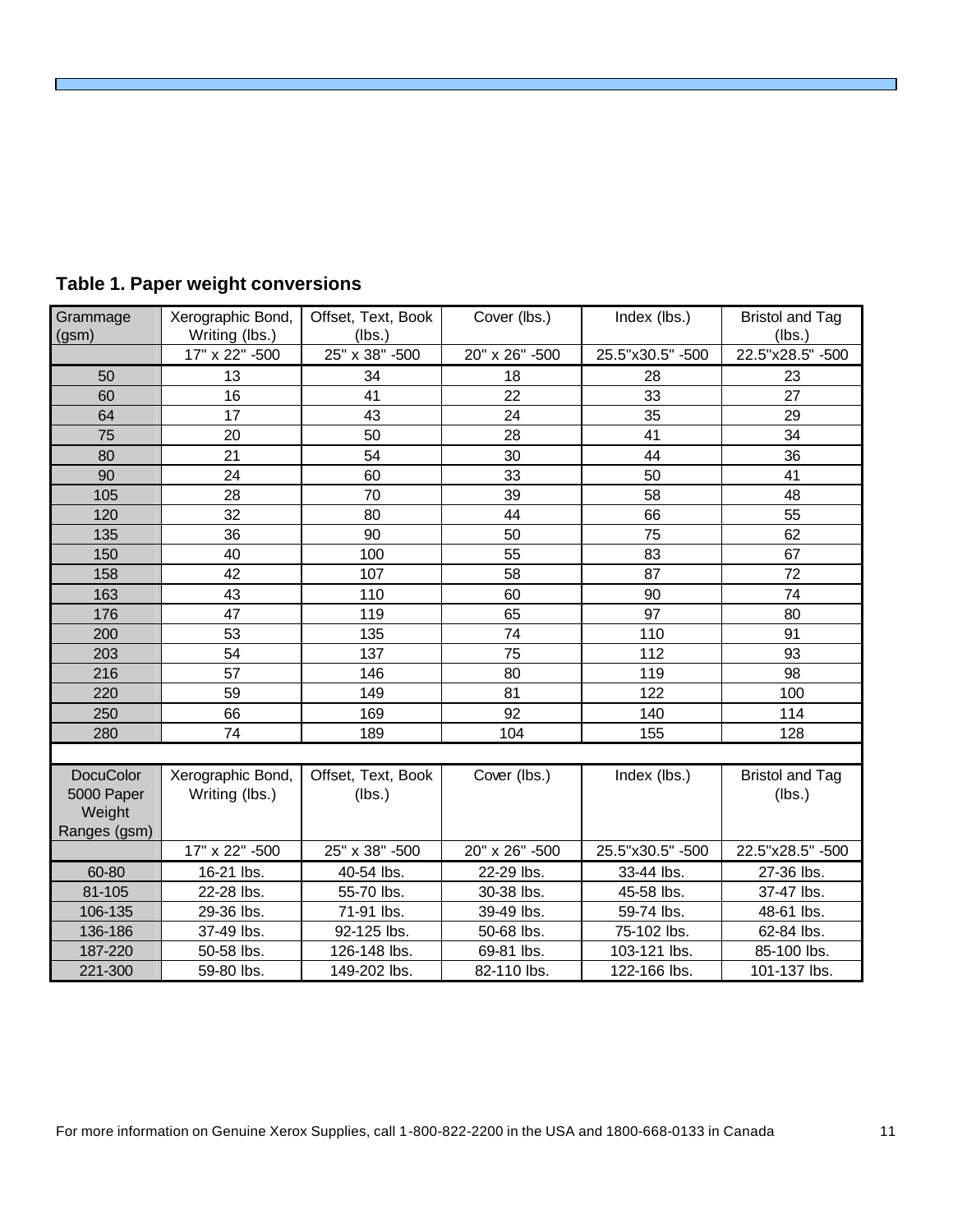**Table 1. Paper weight conversions**

| Grammage (gsm) | Xerographic Bond, Writing (lbs.) | Offset, Text, Book (lbs.) | Cover (lbs.) | Index (lbs.) | Bristol and Tag (lbs.) |
|---|---|---|---|---|---|
| | 17" x 22" -500 | 25" x 38" -500 | 20" x 26" -500 | 25.5"x30.5" -500 | 22.5"x28.5" -500 |
| 50 | 13 | 34 | 18 | 28 | 23 |
| 60 | 16 | 41 | 22 | 33 | 27 |
| 64 | 17 | 43 | 24 | 35 | 29 |
| 75 | 20 | 50 | 28 | 41 | 34 |
| 80 | 21 | 54 | 30 | 44 | 36 |
| 90 | 24 | 60 | 33 | 50 | 41 |
| 105 | 28 | 70 | 39 | 58 | 48 |
| 120 | 32 | 80 | 44 | 66 | 55 |
| 135 | 36 | 90 | 50 | 75 | 62 |
| 150 | 40 | 100 | 55 | 83 | 67 |
| 158 | 42 | 107 | 58 | 87 | 72 |
| 163 | 43 | 110 | 60 | 90 | 74 |
| 176 | 47 | 119 | 65 | 97 | 80 |
| 200 | 53 | 135 | 74 | 110 | 91 |
| 203 | 54 | 137 | 75 | 112 | 93 |
| 216 | 57 | 146 | 80 | 119 | 98 |
| 220 | 59 | 149 | 81 | 122 | 100 |
| 250 | 66 | 169 | 92 | 140 | 114 |
| 280 | 74 | 189 | 104 | 155 | 128 |

| DocuColor 5000 Paper Weight Ranges (gsm) | Xerographic Bond, Writing (lbs.) | Offset, Text, Book (lbs.) | Cover (lbs.) | Index (lbs.) | Bristol and Tag (lbs.) |
|---|---|---|---|---|---|
| | 17" x 22" -500 | 25" x 38" -500 | 20" x 26" -500 | 25.5"x30.5" -500 | 22.5"x28.5" -500 |
| 60-80 | 16-21 lbs. | 40-54 lbs. | 22-29 lbs. | 33-44 lbs. | 27-36 lbs. |
| 81-105 | 22-28 lbs. | 55-70 lbs. | 30-38 lbs. | 45-58 lbs. | 37-47 lbs. |
| 106-135 | 29-36 lbs. | 71-91 lbs. | 39-49 lbs. | 59-74 lbs. | 48-61 lbs. |
| 136-186 | 37-49 lbs. | 92-125 lbs. | 50-68 lbs. | 75-102 lbs. | 62-84 lbs. |
| 187-220 | 50-58 lbs. | 126-148 lbs. | 69-81 lbs. | 103-121 lbs. | 85-100 lbs. |
| 221-300 | 59-80 lbs. | 149-202 lbs. | 82-110 lbs. | 122-166 lbs. | 101-137 lbs. |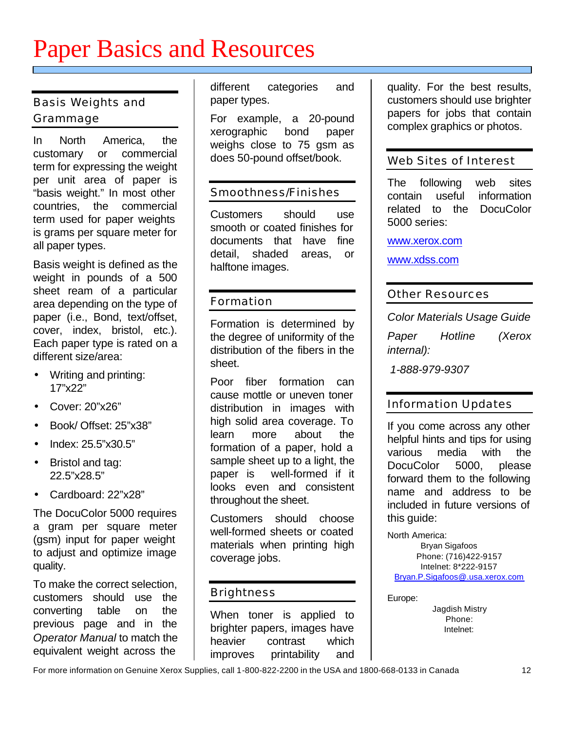# Paper Basics and Resources

## Basis Weights and Grammage

In North America, the customary or commercial term for expressing the weight per unit area of paper is "basis weight." In most other countries, the commercial term used for paper weights is grams per square meter for all paper types.

Basis weight is defined as the weight in pounds of a 500 sheet ream of a particular area depending on the type of paper (i.e., Bond, text/offset, cover, index, bristol, etc.). Each paper type is rated on a different size/area:

- Writing and printing: 17"x22"
- Cover: 20"x26"
- Book/ Offset: 25"x38"
- Index: 25.5"x30.5"
- Bristol and tag: 22.5"x28.5"
- Cardboard: 22"x28"

The DocuColor 5000 requires a gram per square meter (gsm) input for paper weight to adjust and optimize image quality.

To make the correct selection, customers should use the converting table on the previous page and in the *Operator Manual* to match the equivalent weight across the different categories and paper types.

For example, a 20-pound xerographic bond paper weighs close to 75 gsm as does 50-pound offset/book.

## Smoothness/Finishes

Customers should use smooth or coated finishes for documents that have fine detail, shaded areas, or halftone images.

## Formation

Formation is determined by the degree of uniformity of the distribution of the fibers in the sheet.

Poor fiber formation can cause mottle or uneven toner distribution in images with high solid area coverage. To learn more about the formation of a paper, hold a sample sheet up to a light, the paper is well-formed if it looks even and consistent throughout the sheet.

Customers should choose well-formed sheets or coated materials when printing high coverage jobs.

## Brightness

When toner is applied to brighter papers, images have heavier contrast which improves printability and quality. For the best results, customers should use brighter papers for jobs that contain complex graphics or photos.

## Web Sites of Interest

The following web sites contain useful information related to the DocuColor 5000 series:

www.xerox.com

www.xdss.com

## Other Resources

*Color Materials Usage Guide*

*Paper Hotline (Xerox internal):*

*1-888-979-9307*

## Information Updates

If you come across any other helpful hints and tips for using various media with the DocuColor 5000, please forward them to the following name and address to be included in future versions of this guide:

North America:
Bryan Sigafoos
Phone: (716)422-9157
Intelnet: 8*222-9157
Bryan.P.Sigafoos@.usa.xerox.com

Europe:
Jagdish Mistry
Phone:
Intelnet:

For more information on Genuine Xerox Supplies, call 1-800-822-2200 in the USA and 1800-668-0133 in Canada